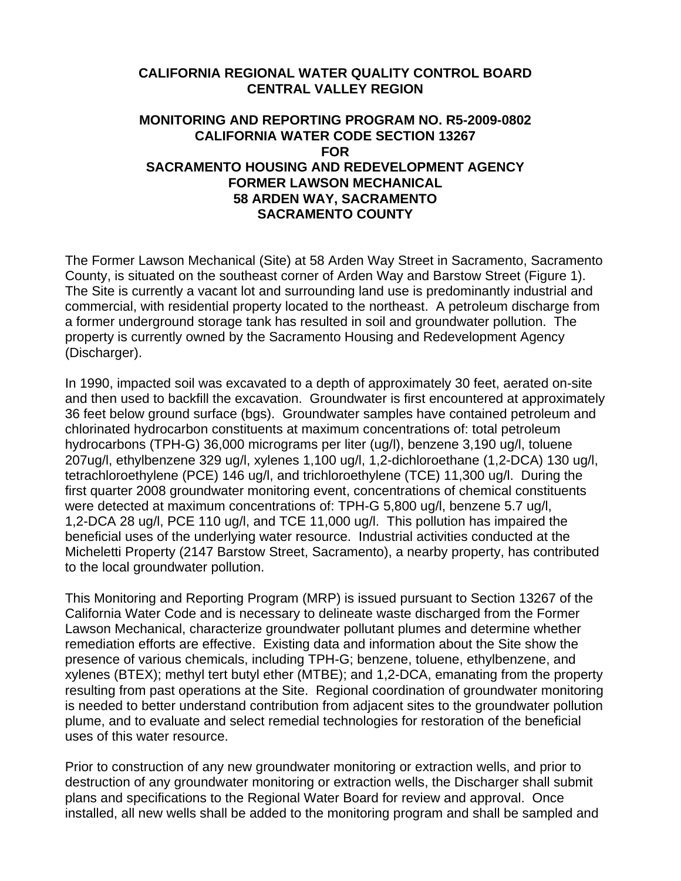**CALIFORNIA REGIONAL WATER QUALITY CONTROL BOARD**
**CENTRAL VALLEY REGION**

**MONITORING AND REPORTING PROGRAM NO. R5-2009-0802**
**CALIFORNIA WATER CODE SECTION 13267**
**FOR**
**SACRAMENTO HOUSING AND REDEVELOPMENT AGENCY**
**FORMER LAWSON MECHANICAL**
**58 ARDEN WAY, SACRAMENTO**
**SACRAMENTO COUNTY**

The Former Lawson Mechanical (Site) at 58 Arden Way Street in Sacramento, Sacramento County, is situated on the southeast corner of Arden Way and Barstow Street (Figure 1). The Site is currently a vacant lot and surrounding land use is predominantly industrial and commercial, with residential property located to the northeast. A petroleum discharge from a former underground storage tank has resulted in soil and groundwater pollution. The property is currently owned by the Sacramento Housing and Redevelopment Agency (Discharger).

In 1990, impacted soil was excavated to a depth of approximately 30 feet, aerated on-site and then used to backfill the excavation. Groundwater is first encountered at approximately 36 feet below ground surface (bgs). Groundwater samples have contained petroleum and chlorinated hydrocarbon constituents at maximum concentrations of: total petroleum hydrocarbons (TPH-G) 36,000 micrograms per liter (ug/l), benzene 3,190 ug/l, toluene 207ug/l, ethylbenzene 329 ug/l, xylenes 1,100 ug/l, 1,2-dichloroethane (1,2-DCA) 130 ug/l, tetrachloroethylene (PCE) 146 ug/l, and trichloroethylene (TCE) 11,300 ug/l. During the first quarter 2008 groundwater monitoring event, concentrations of chemical constituents were detected at maximum concentrations of: TPH-G 5,800 ug/l, benzene 5.7 ug/l, 1,2-DCA 28 ug/l, PCE 110 ug/l, and TCE 11,000 ug/l. This pollution has impaired the beneficial uses of the underlying water resource. Industrial activities conducted at the Micheletti Property (2147 Barstow Street, Sacramento), a nearby property, has contributed to the local groundwater pollution.

This Monitoring and Reporting Program (MRP) is issued pursuant to Section 13267 of the California Water Code and is necessary to delineate waste discharged from the Former Lawson Mechanical, characterize groundwater pollutant plumes and determine whether remediation efforts are effective. Existing data and information about the Site show the presence of various chemicals, including TPH-G; benzene, toluene, ethylbenzene, and xylenes (BTEX); methyl tert butyl ether (MTBE); and 1,2-DCA, emanating from the property resulting from past operations at the Site. Regional coordination of groundwater monitoring is needed to better understand contribution from adjacent sites to the groundwater pollution plume, and to evaluate and select remedial technologies for restoration of the beneficial uses of this water resource.

Prior to construction of any new groundwater monitoring or extraction wells, and prior to destruction of any groundwater monitoring or extraction wells, the Discharger shall submit plans and specifications to the Regional Water Board for review and approval. Once installed, all new wells shall be added to the monitoring program and shall be sampled and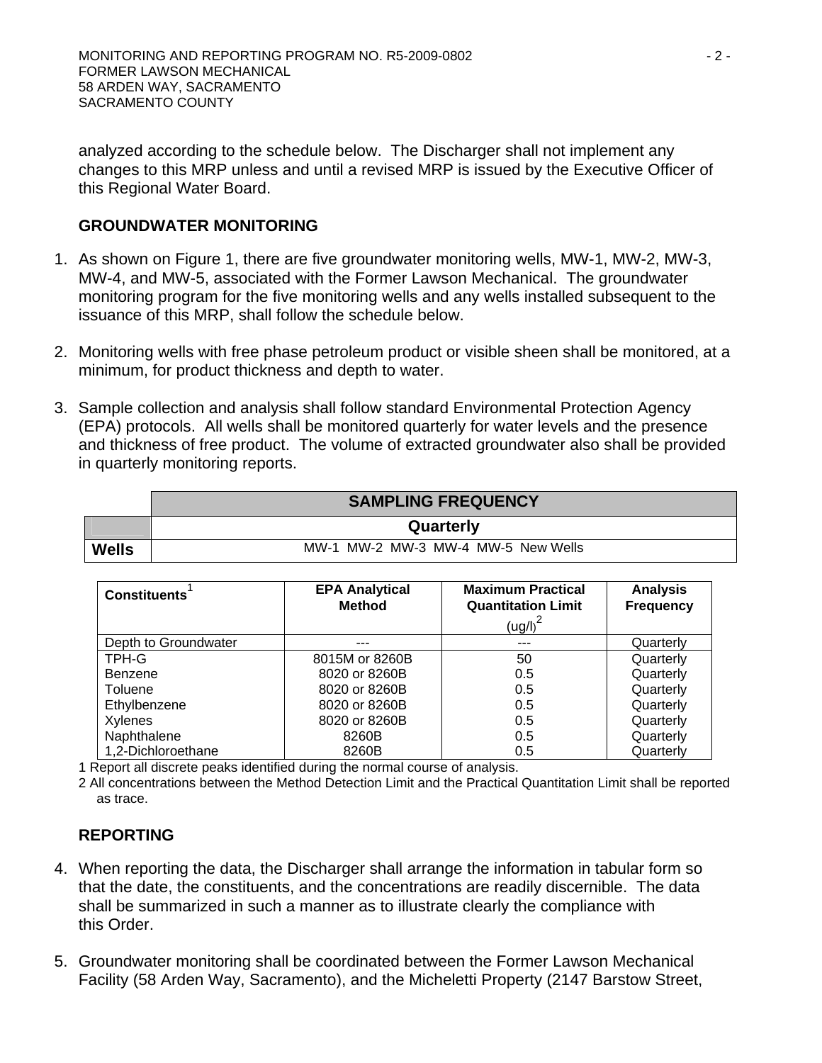analyzed according to the schedule below. The Discharger shall not implement any changes to this MRP unless and until a revised MRP is issued by the Executive Officer of this Regional Water Board.

**GROUNDWATER MONITORING**

1. As shown on Figure 1, there are five groundwater monitoring wells, MW-1, MW-2, MW-3, MW-4, and MW-5, associated with the Former Lawson Mechanical. The groundwater monitoring program for the five monitoring wells and any wells installed subsequent to the issuance of this MRP, shall follow the schedule below.

2. Monitoring wells with free phase petroleum product or visible sheen shall be monitored, at a minimum, for product thickness and depth to water.

3. Sample collection and analysis shall follow standard Environmental Protection Agency (EPA) protocols. All wells shall be monitored quarterly for water levels and the presence and thickness of free product. The volume of extracted groundwater also shall be provided in quarterly monitoring reports.

| | SAMPLING FREQUENCY |
|---|---|
| | **Quarterly** |
| **Wells** | MW-1 MW-2 MW-3 MW-4 MW-5 New Wells |

| Constituents[1] | EPA Analytical Method | Maximum Practical Quantitation Limit (ug/l)[2] | Analysis Frequency |
|---|---|---|---|
| Depth to Groundwater | --- | --- | Quarterly |
| TPH-G | 8015M or 8260B | 50 | Quarterly |
| Benzene | 8020 or 8260B | 0.5 | Quarterly |
| Toluene | 8020 or 8260B | 0.5 | Quarterly |
| Ethylbenzene | 8020 or 8260B | 0.5 | Quarterly |
| Xylenes | 8020 or 8260B | 0.5 | Quarterly |
| Naphthalene | 8260B | 0.5 | Quarterly |
| 1,2-Dichloroethane | 8260B | 0.5 | Quarterly |

1 Report all discrete peaks identified during the normal course of analysis.

2 All concentrations between the Method Detection Limit and the Practical Quantitation Limit shall be reported as trace.

**REPORTING**

4. When reporting the data, the Discharger shall arrange the information in tabular form so that the date, the constituents, and the concentrations are readily discernible. The data shall be summarized in such a manner as to illustrate clearly the compliance with this Order.

5. Groundwater monitoring shall be coordinated between the Former Lawson Mechanical Facility (58 Arden Way, Sacramento), and the Micheletti Property (2147 Barstow Street,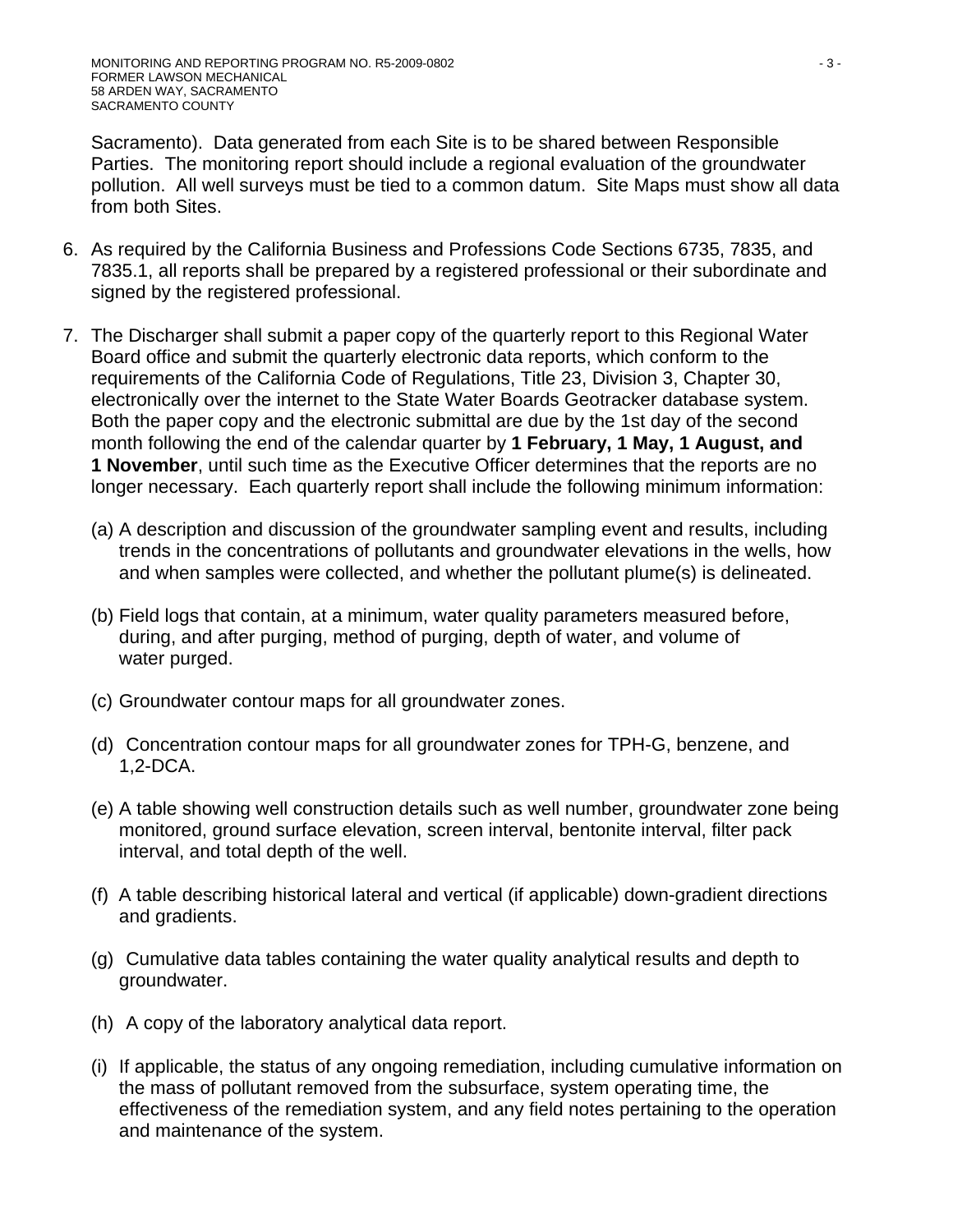Sacramento). Data generated from each Site is to be shared between Responsible Parties. The monitoring report should include a regional evaluation of the groundwater pollution. All well surveys must be tied to a common datum. Site Maps must show all data from both Sites.

6. As required by the California Business and Professions Code Sections 6735, 7835, and 7835.1, all reports shall be prepared by a registered professional or their subordinate and signed by the registered professional.

7. The Discharger shall submit a paper copy of the quarterly report to this Regional Water Board office and submit the quarterly electronic data reports, which conform to the requirements of the California Code of Regulations, Title 23, Division 3, Chapter 30, electronically over the internet to the State Water Boards Geotracker database system. Both the paper copy and the electronic submittal are due by the 1st day of the second month following the end of the calendar quarter by **1 February, 1 May, 1 August, and 1 November**, until such time as the Executive Officer determines that the reports are no longer necessary. Each quarterly report shall include the following minimum information:

   (a) A description and discussion of the groundwater sampling event and results, including trends in the concentrations of pollutants and groundwater elevations in the wells, how and when samples were collected, and whether the pollutant plume(s) is delineated.

   (b) Field logs that contain, at a minimum, water quality parameters measured before, during, and after purging, method of purging, depth of water, and volume of water purged.

   (c) Groundwater contour maps for all groundwater zones.

   (d) Concentration contour maps for all groundwater zones for TPH-G, benzene, and 1,2-DCA.

   (e) A table showing well construction details such as well number, groundwater zone being monitored, ground surface elevation, screen interval, bentonite interval, filter pack interval, and total depth of the well.

   (f) A table describing historical lateral and vertical (if applicable) down-gradient directions and gradients.

   (g) Cumulative data tables containing the water quality analytical results and depth to groundwater.

   (h) A copy of the laboratory analytical data report.

   (i) If applicable, the status of any ongoing remediation, including cumulative information on the mass of pollutant removed from the subsurface, system operating time, the effectiveness of the remediation system, and any field notes pertaining to the operation and maintenance of the system.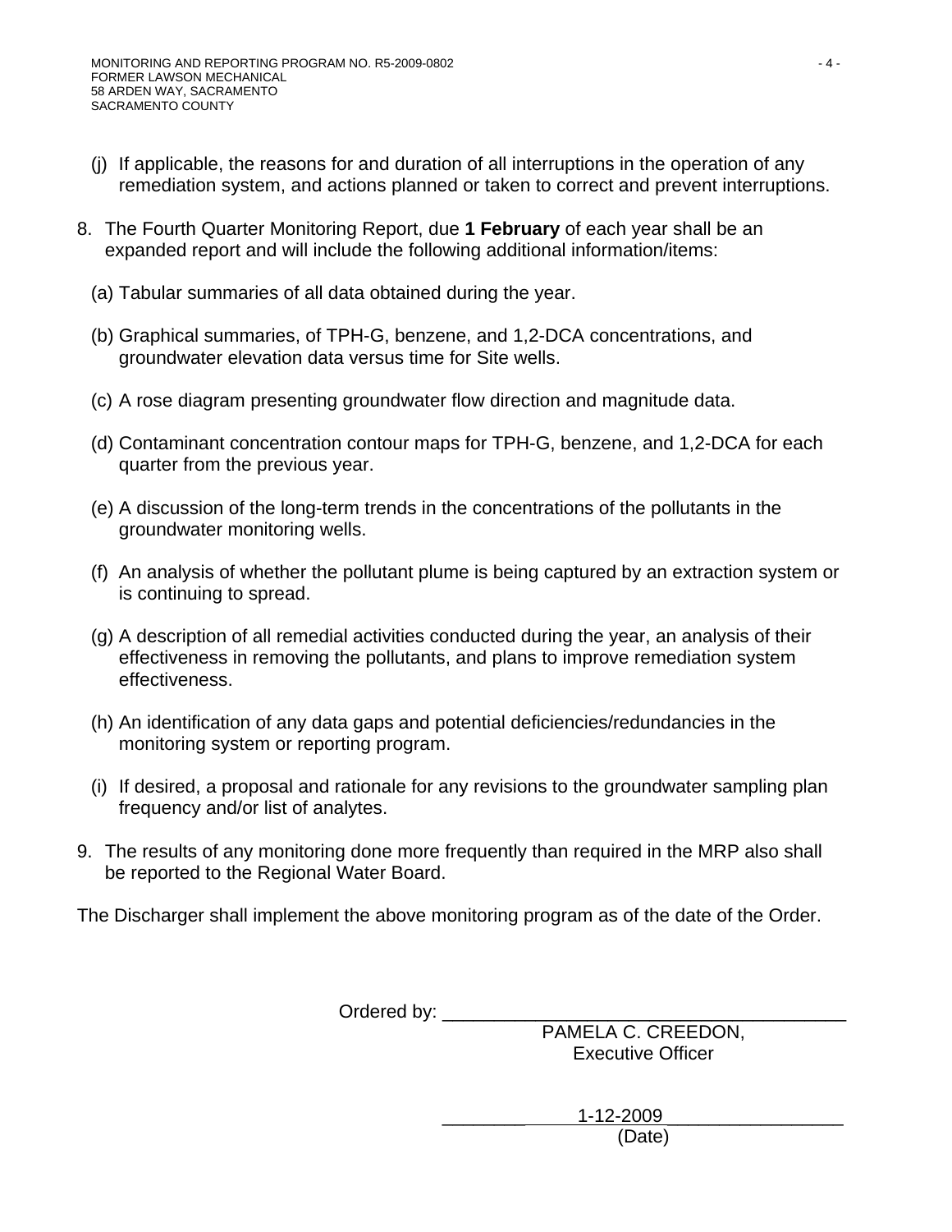(j) If applicable, the reasons for and duration of all interruptions in the operation of any remediation system, and actions planned or taken to correct and prevent interruptions.

8. The Fourth Quarter Monitoring Report, due **1 February** of each year shall be an expanded report and will include the following additional information/items:

   (a) Tabular summaries of all data obtained during the year.

   (b) Graphical summaries, of TPH-G, benzene, and 1,2-DCA concentrations, and groundwater elevation data versus time for Site wells.

   (c) A rose diagram presenting groundwater flow direction and magnitude data.

   (d) Contaminant concentration contour maps for TPH-G, benzene, and 1,2-DCA for each quarter from the previous year.

   (e) A discussion of the long-term trends in the concentrations of the pollutants in the groundwater monitoring wells.

   (f) An analysis of whether the pollutant plume is being captured by an extraction system or is continuing to spread.

   (g) A description of all remedial activities conducted during the year, an analysis of their effectiveness in removing the pollutants, and plans to improve remediation system effectiveness.

   (h) An identification of any data gaps and potential deficiencies/redundancies in the monitoring system or reporting program.

   (i) If desired, a proposal and rationale for any revisions to the groundwater sampling plan frequency and/or list of analytes.

9. The results of any monitoring done more frequently than required in the MRP also shall be reported to the Regional Water Board.

The Discharger shall implement the above monitoring program as of the date of the Order.

Ordered by: ______________________________________

PAMELA C. CREEDON,
Executive Officer

1-12-2009
(Date)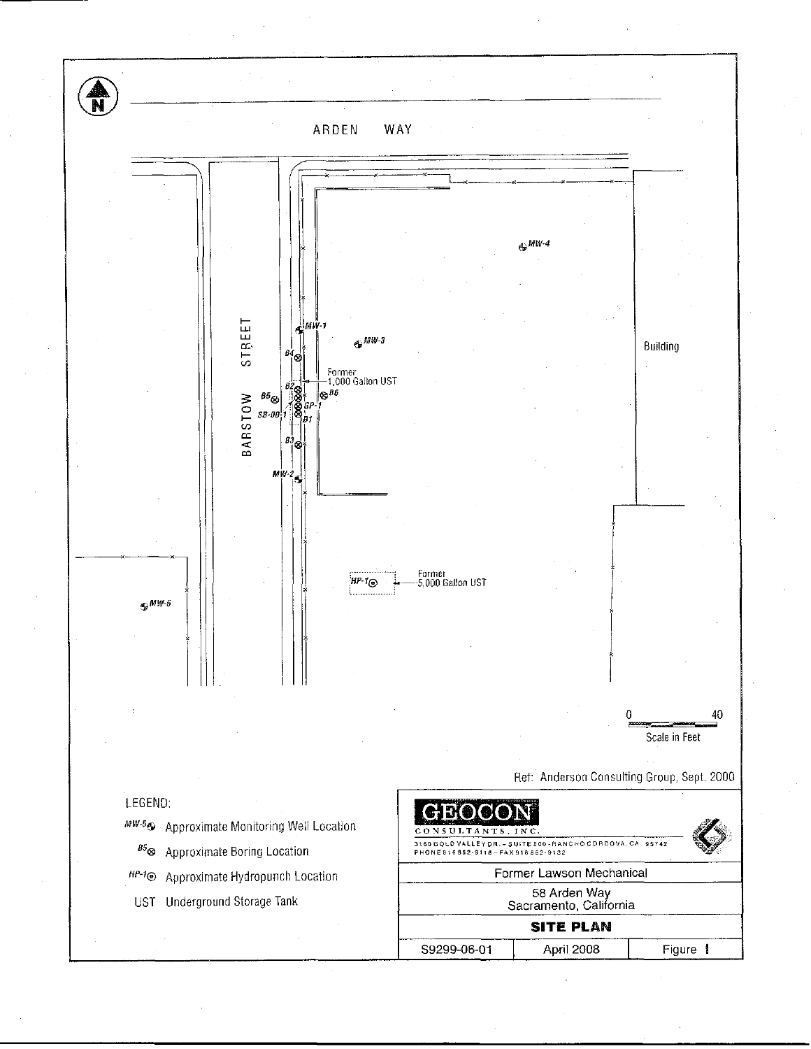ARDEN WAY

BARSTOW STREET

MW-4

MW-1

MW-3

B4

Former
1,000 Gallon UST

B2

B5

B6

SB-00-1

GP-1

B1

B3

MW-2

Building

HP-1

Former
5,000 Gallon UST

MW-5

0 40
Scale in Feet

Ref: Anderson Consulting Group, Sept. 2000

LEGEND:

MW-5 Approximate Monitoring Well Location

B5 Approximate Boring Location

HP-1 Approximate Hydropunch Location

UST Underground Storage Tank

GEOCON CONSULTANTS, INC.

3160 GOLD VALLEY DR. - SUITE 800 - RANCHO CORDOVA, CA 95742
PHONE 916 852-9118 - FAX 916 852-9132

Former Lawson Mechanical

58 Arden Way
Sacramento, California

**SITE PLAN**

| | | |
|---|---|---|
| S9299-06-01 | April 2008 | Figure 1 |